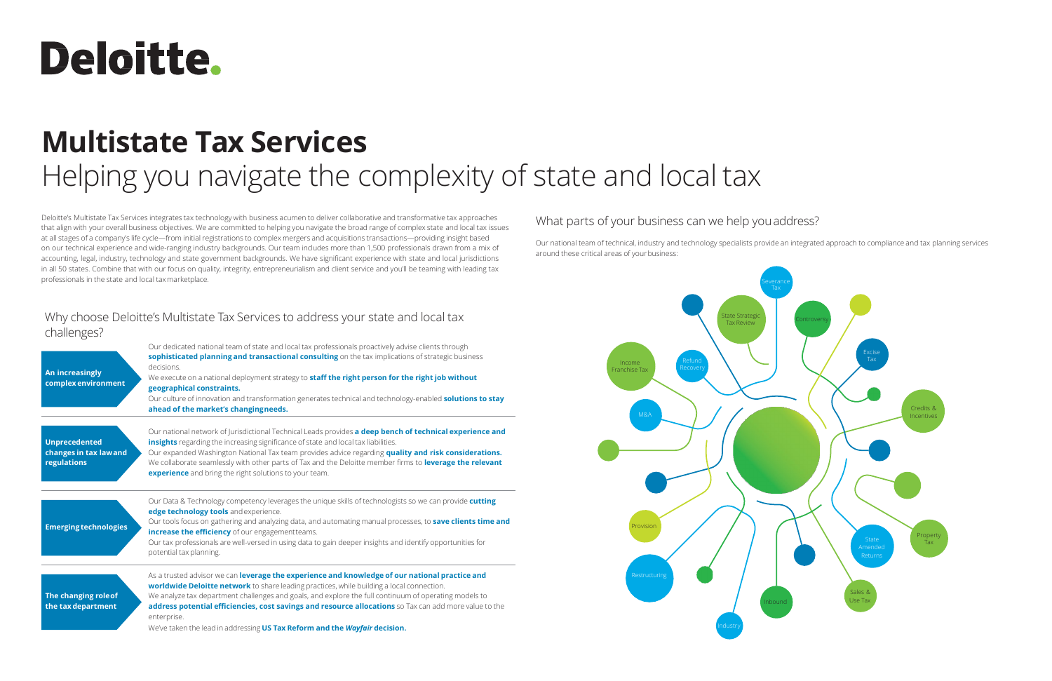# Deloitte.

# Multistate Tax Services

## Helping you navigate the complexity of state and local tax

Deloitte's Multistate Tax Services integrates tax technology with business acumen to deliver collaborative and transformative tax approaches that align with your overall business objectives. We are committed to helping you navigate the broad range of complex state and local tax issues at all stages of a company's life cycle—from initial registrations to complex mergers and acquisitions transactions—providing insight based on our technical experience and wide-ranging industry backgrounds. Our team includes more than 1,500 professionals drawn from a mix of accounting, legal, industry, technology and state government backgrounds. We have significant experience with state and local jurisdictions in all 50 states. Combine that with our focus on quality, integrity, entrepreneurialism and client service and you'll be teaming with leading tax professionals in the state and local tax marketplace.

### Why choose Deloitte's Multistate Tax Services to address your state and local tax challenges?

**An increasingly complex environment**

Our dedicated national team of state and local tax professionals proactively advise clients through **sophisticated planning and transactional consulting** on the tax implications of strategic business decisions.

We execute on a national deployment strategy to **staff the right person for the right job without geographical constraints.**

Our culture of innovation and transformation generates technical and technology-enabled **solutions to stay ahead of the market's changing needs.**

**Unprecedented changes in tax law and regulations**

Our national network of Jurisdictional Technical Leads provides **a deep bench of technical experience and insights** regarding the increasing significance of state and local tax liabilities.

Our expanded Washington National Tax team provides advice regarding **quality and risk considerations.**

We collaborate seamlessly with other parts of Tax and the Deloitte member firms to **leverage the relevant experience** and bring the right solutions to your team.

**Emerging technologies**

Our Data & Technology competency leverages the unique skills of technologists so we can provide **cutting edge technology tools** and experience.

Our tools focus on gathering and analyzing data, and automating manual processes, to **save clients time and increase the efficiency** of our engagement teams.

Our tax professionals are well-versed in using data to gain deeper insights and identify opportunities for potential tax planning.

**The changing role of the tax department**

As a trusted advisor we can **leverage the experience and knowledge of our national practice and worldwide Deloitte network** to share leading practices, while building a local connection.

We analyze tax department challenges and goals, and explore the full continuum of operating models to **address potential efficiencies, cost savings and resource allocations** so Tax can add more value to the enterprise.

We've taken the lead in addressing **US Tax Reform and the *Wayfair* decision.**

### What parts of your business can we help you address?

Our national team of technical, industry and technology specialists provide an integrated approach to compliance and tax planning services around these critical areas of your business:

- Severance Tax
- State Strategic Tax Review
- Controversy
- Excise Tax
- Income Franchise Tax
- Refund Recovery
- Credits & Incentives
- M&A
- Provision
- Property Tax
- State Amended Returns
- Restructuring
- Sales & Use Tax
- Inbound
- Industry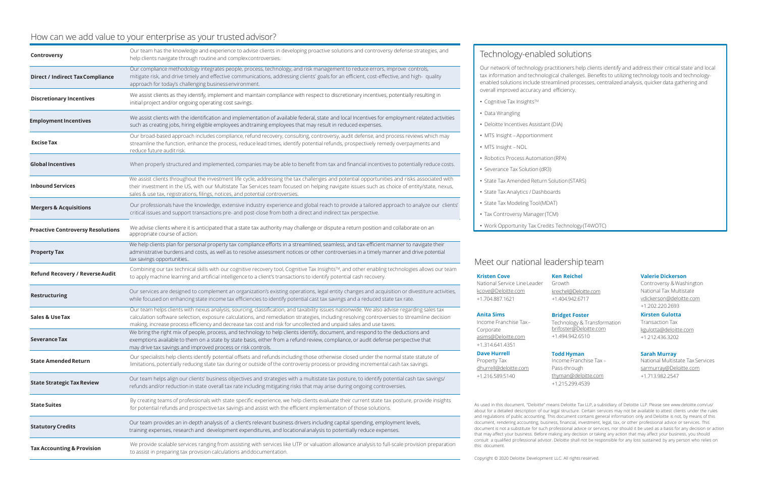## How can we add value to your enterprise as your trusted advisor?

| | |
|---|---|
| **Controversy** | Our team has the knowledge and experience to advise clients in developing proactive solutions and controversy defense strategies, and help clients navigate through routine and complex controversies. |
| **Direct / Indirect Tax Compliance** | Our compliance methodology integrates people, process, technology, and risk management to reduce errors, improve controls, mitigate risk, and drive timely and effective communications, addressing clients' goals for an efficient, cost-effective, and high- quality approach for today's challenging business environment. |
| **Discretionary Incentives** | We assist clients as they identify, implement and maintain compliance with respect to discretionary incentives, potentially resulting in initial project and/or ongoing operating cost savings. |
| **Employment Incentives** | We assist clients with the identification and implementation of available federal, state and local Incentives for employment related activities such as creating jobs, hiring eligible employees and training employees that may result in reduced expenses. |
| **Excise Tax** | Our broad-based approach includes compliance, refund recovery, consulting, controversy, audit defense, and process reviews which may streamline the function, enhance the process, reduce lead times, identify potential refunds, prospectively remedy overpayments and reduce future audit risk. |
| **Global Incentives** | When properly structured and implemented, companies may be able to benefit from tax and financial incentives to potentially reduce costs. |
| **Inbound Services** | We assist clients throughout the investment life cycle, addressing the tax challenges and potential opportunities and risks associated with their investment in the US, with our Multistate Tax Services team focused on helping navigate issues such as choice of entity/state, nexus, sales & use tax, registrations, filings, notices, and potential controversies. |
| **Mergers & Acquisitions** | Our professionals have the knowledge, extensive industry experience and global reach to provide a tailored approach to analyze our clients' critical issues and support transactions pre- and post-close from both a direct and indirect tax perspective. |
| **Proactive Controversy Resolutions** | We advise clients where it is anticipated that a state tax authority may challenge or dispute a return position and collaborate on an appropriate course of action. |
| **Property Tax** | We help clients plan for personal property tax compliance efforts in a streamlined, seamless, and tax-efficient manner to navigate their administrative burdens and costs, as well as to resolve assessment notices or other controversies in a timely manner and drive potential tax savings opportunities.. |
| **Refund Recovery / Reverse Audit** | Combining our tax technical skills with our cognitive recovery tool, Cognitive Tax Insights™, and other enabling technologies allows our team to apply machine learning and artificial intelligence to a client's transactions to identify potential cash recovery. |
| **Restructuring** | Our services are designed to complement an organization's existing operations, legal entity changes and acquisition or divestiture activities, while focused on enhancing state income tax efficiencies to identify potential cast tax savings and a reduced state tax rate. |
| **Sales & Use Tax** | Our team helps clients with nexus analysis, sourcing, classification, and taxability issues nationwide. We also advise regarding sales tax calculation software selection, exposure calculations, and remediation strategies, including resolving controversies to streamline decision making, increase process efficiency and decrease tax cost and risk for uncollected and unpaid sales and use taxes. |
| **Severance Tax** | We bring the right mix of people, process, and technology to help clients identify, document, and respond to the deductions and exemptions available to them on a state by state basis, either from a refund review, compliance, or audit defense perspective that may drive tax savings and improved process or risk controls. |
| **State Amended Return** | Our specialists help clients identify potential offsets and refunds including those otherwise closed under the normal state statute of limitations, potentially reducing state tax during or outside of the controversy process or providing incremental cash tax savings. |
| **State Strategic Tax Review** | Our team helps align our clients' business objectives and strategies with a multistate tax posture, to identify potential cash tax savings/ refunds and/or reduction in state overall tax rate including mitigating risks that may arise during ongoing controversies. |
| **State Suites** | By creating teams of professionals with state specific experience, we help clients evaluate their current state tax posture, provide insights for potential refunds and prospective tax savings and assist with the efficient implementation of those solutions. |
| **Statutory Credits** | Our team provides an in-depth analysis of a client's relevant business drivers including capital spending, employment levels, training expenses, research and development expenditures, and locational analysis to potentially reduce expenses. |
| **Tax Accounting & Provision** | We provide scalable services ranging from assisting with services like UTP or valuation allowance analysis to full-scale provision preparation to assist in preparing tax provision calculations and documentation. |

## Technology-enabled solutions

Our network of technology practitioners help clients identify and address their critical state and local tax information and technological challenges. Benefits to utilizing technology tools and technology-enabled solutions include streamlined processes, centralized analysis, quicker data gathering and overall improved accuracy and efficiency.

- Cognitive Tax Insights™
- Data Wrangling
- Deloitte Incentives Assistant (DIA)
- MTS Insight – Apportionment
- MTS Insight – NOL
- Robotics Process Automation (RPA)
- Severance Tax Solution (dR3)
- State Tax Amended Return Solution (STARS)
- State Tax Analytics / Dashboards
- State Tax Modeling Tool (MDAT)
- Tax Controversy Manager (TCM)
- Work Opportunity Tax Credits Technology (T4WOTC)

## Meet our national leadership team

**Kristen Cove**
National Service Line Leader
kcove@Deloitte.com
+1.704.887.1621

**Anita Sims**
Income Franchise Tax – Corporate
asims@Deloitte.com
+1.314.641.4351

**Dave Hurrell**
Property Tax
dhurrell@deloitte.com
+1.216.589.5140

**Ken Reichel**
Growth
kreichel@Deloitte.com
+1.404.942.6717

**Bridget Foster**
Technology & Transformation
brifoster@Deloitte.com
+1.494.942.6510

**Todd Hyman**
Income Franchise Tax – Pass-through
thyman@deloitte.com
+1.215.299.4539

**Valerie Dickerson**
Controversy & Washington National Tax Multistate
vdickerson@deloitte.com
+1.202.220.2693

**Kirsten Gulotta**
Transaction Tax
kgulotta@deloitte.com
+1.212.436.3202

**Sarah Murray**
National Multistate Tax Services
sarmurray@Deloitte.com
+1.713.982.2547

As used in this document, "Deloitte" means Deloitte Tax LLP, a subsidiary of Deloitte LLP. Please see www.deloitte.com/us/about for a detailed description of our legal structure. Certain services may not be available to attest clients under the rules and regulations of public accounting. This document contains general information only and Deloitte is not, by means of this document, rendering accounting, business, financial, investment, legal, tax, or other professional advice or services. This document is not a substitute for such professional advice or services, nor should it be used as a basis for any decision or action that may affect your business. Before making any decision or taking any action that may affect your business, you should consult a qualified professional advisor. Deloitte shall not be responsible for any loss sustained by any person who relies on this document.

Copyright © 2020 Deloitte Development LLC. All rights reserved.